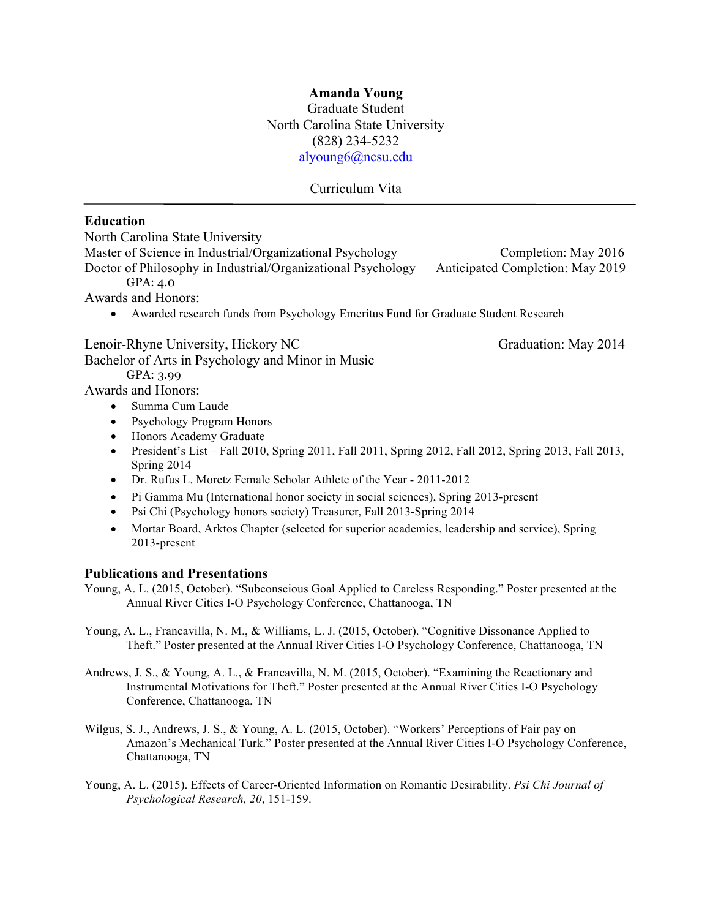**Amanda Young**
Graduate Student
North Carolina State University
(828) 234-5232
alyoung6@ncsu.edu

Curriculum Vita

---

## Education

North Carolina State University
Master of Science in Industrial/Organizational Psychology — Completion: May 2016
Doctor of Philosophy in Industrial/Organizational Psychology — Anticipated Completion: May 2019
GPA: 4.0

Awards and Honors:

- Awarded research funds from Psychology Emeritus Fund for Graduate Student Research

Lenoir-Rhyne University, Hickory NC — Graduation: May 2014
Bachelor of Arts in Psychology and Minor in Music
GPA: 3.99

Awards and Honors:

- Summa Cum Laude
- Psychology Program Honors
- Honors Academy Graduate
- President's List – Fall 2010, Spring 2011, Fall 2011, Spring 2012, Fall 2012, Spring 2013, Fall 2013, Spring 2014
- Dr. Rufus L. Moretz Female Scholar Athlete of the Year - 2011-2012
- Pi Gamma Mu (International honor society in social sciences), Spring 2013-present
- Psi Chi (Psychology honors society) Treasurer, Fall 2013-Spring 2014
- Mortar Board, Arktos Chapter (selected for superior academics, leadership and service), Spring 2013-present

## Publications and Presentations

Young, A. L. (2015, October). "Subconscious Goal Applied to Careless Responding." Poster presented at the Annual River Cities I-O Psychology Conference, Chattanooga, TN

Young, A. L., Francavilla, N. M., & Williams, L. J. (2015, October). "Cognitive Dissonance Applied to Theft." Poster presented at the Annual River Cities I-O Psychology Conference, Chattanooga, TN

Andrews, J. S., & Young, A. L., & Francavilla, N. M. (2015, October). "Examining the Reactionary and Instrumental Motivations for Theft." Poster presented at the Annual River Cities I-O Psychology Conference, Chattanooga, TN

Wilgus, S. J., Andrews, J. S., & Young, A. L. (2015, October). "Workers' Perceptions of Fair pay on Amazon's Mechanical Turk." Poster presented at the Annual River Cities I-O Psychology Conference, Chattanooga, TN

Young, A. L. (2015). Effects of Career-Oriented Information on Romantic Desirability. *Psi Chi Journal of Psychological Research, 20*, 151-159.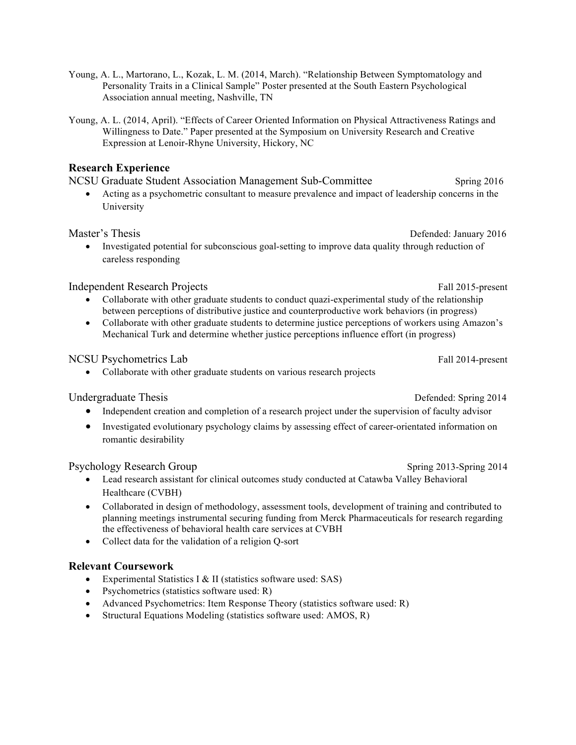Young, A. L., Martorano, L., Kozak, L. M. (2014, March). "Relationship Between Symptomatology and Personality Traits in a Clinical Sample" Poster presented at the South Eastern Psychological Association annual meeting, Nashville, TN

Young, A. L. (2014, April). "Effects of Career Oriented Information on Physical Attractiveness Ratings and Willingness to Date." Paper presented at the Symposium on University Research and Creative Expression at Lenoir-Rhyne University, Hickory, NC

## Research Experience

NCSU Graduate Student Association Management Sub-Committee — Spring 2016

- Acting as a psychometric consultant to measure prevalence and impact of leadership concerns in the University

Master's Thesis — Defended: January 2016

- Investigated potential for subconscious goal-setting to improve data quality through reduction of careless responding

Independent Research Projects — Fall 2015-present

- Collaborate with other graduate students to conduct quazi-experimental study of the relationship between perceptions of distributive justice and counterproductive work behaviors (in progress)
- Collaborate with other graduate students to determine justice perceptions of workers using Amazon's Mechanical Turk and determine whether justice perceptions influence effort (in progress)

NCSU Psychometrics Lab — Fall 2014-present

- Collaborate with other graduate students on various research projects

Undergraduate Thesis — Defended: Spring 2014

- Independent creation and completion of a research project under the supervision of faculty advisor
- Investigated evolutionary psychology claims by assessing effect of career-orientated information on romantic desirability

Psychology Research Group — Spring 2013-Spring 2014

- Lead research assistant for clinical outcomes study conducted at Catawba Valley Behavioral Healthcare (CVBH)
- Collaborated in design of methodology, assessment tools, development of training and contributed to planning meetings instrumental securing funding from Merck Pharmaceuticals for research regarding the effectiveness of behavioral health care services at CVBH
- Collect data for the validation of a religion Q-sort

## Relevant Coursework

- Experimental Statistics I & II (statistics software used: SAS)
- Psychometrics (statistics software used: R)
- Advanced Psychometrics: Item Response Theory (statistics software used: R)
- Structural Equations Modeling (statistics software used: AMOS, R)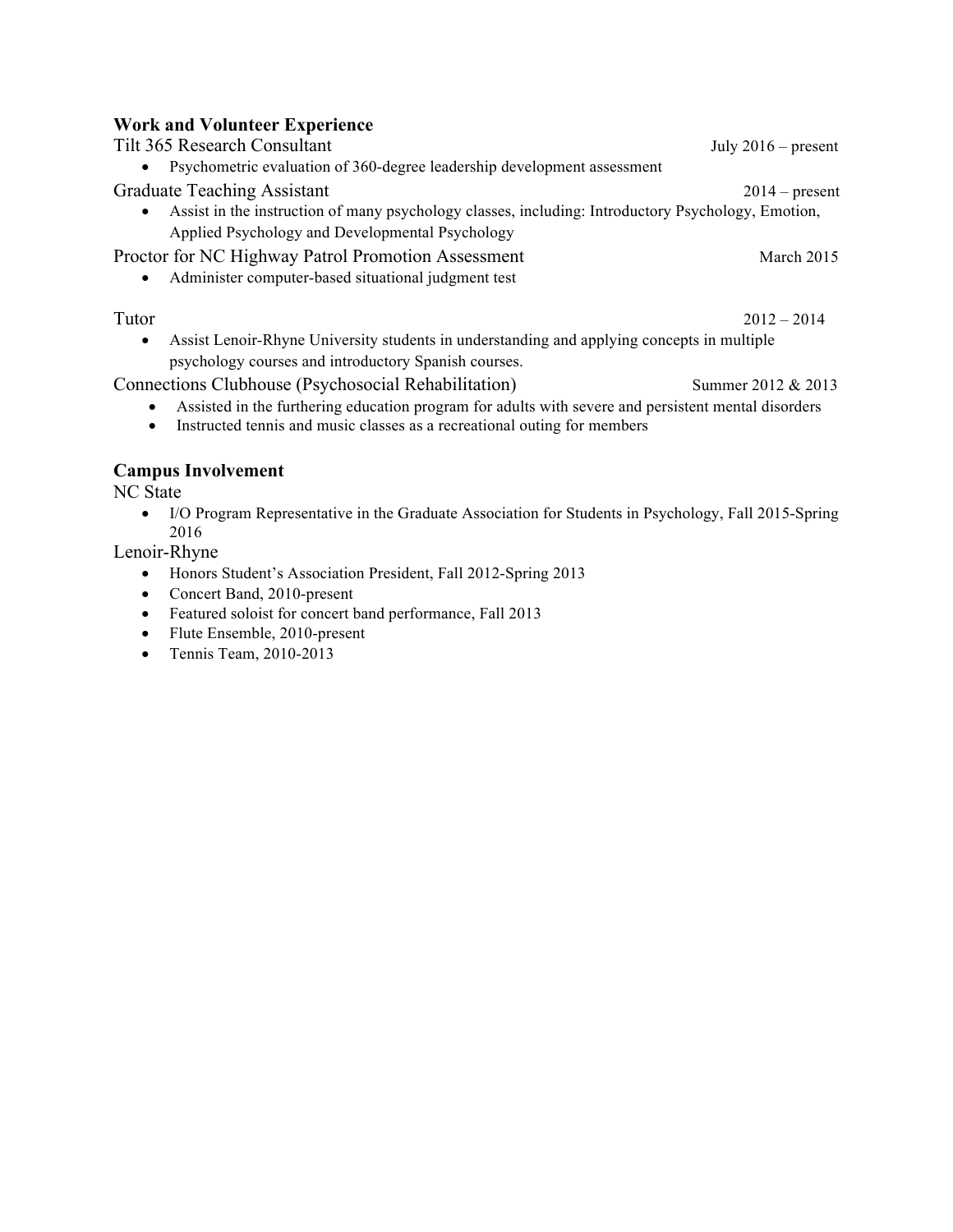## Work and Volunteer Experience

Tilt 365 Research Consultant — July 2016 – present

- Psychometric evaluation of 360-degree leadership development assessment

Graduate Teaching Assistant — 2014 – present

- Assist in the instruction of many psychology classes, including: Introductory Psychology, Emotion, Applied Psychology and Developmental Psychology

Proctor for NC Highway Patrol Promotion Assessment — March 2015

- Administer computer-based situational judgment test

Tutor — 2012 – 2014

- Assist Lenoir-Rhyne University students in understanding and applying concepts in multiple psychology courses and introductory Spanish courses.

Connections Clubhouse (Psychosocial Rehabilitation) — Summer 2012 & 2013

- Assisted in the furthering education program for adults with severe and persistent mental disorders
- Instructed tennis and music classes as a recreational outing for members

## Campus Involvement

NC State

- I/O Program Representative in the Graduate Association for Students in Psychology, Fall 2015-Spring 2016

Lenoir-Rhyne

- Honors Student's Association President, Fall 2012-Spring 2013
- Concert Band, 2010-present
- Featured soloist for concert band performance, Fall 2013
- Flute Ensemble, 2010-present
- Tennis Team, 2010-2013